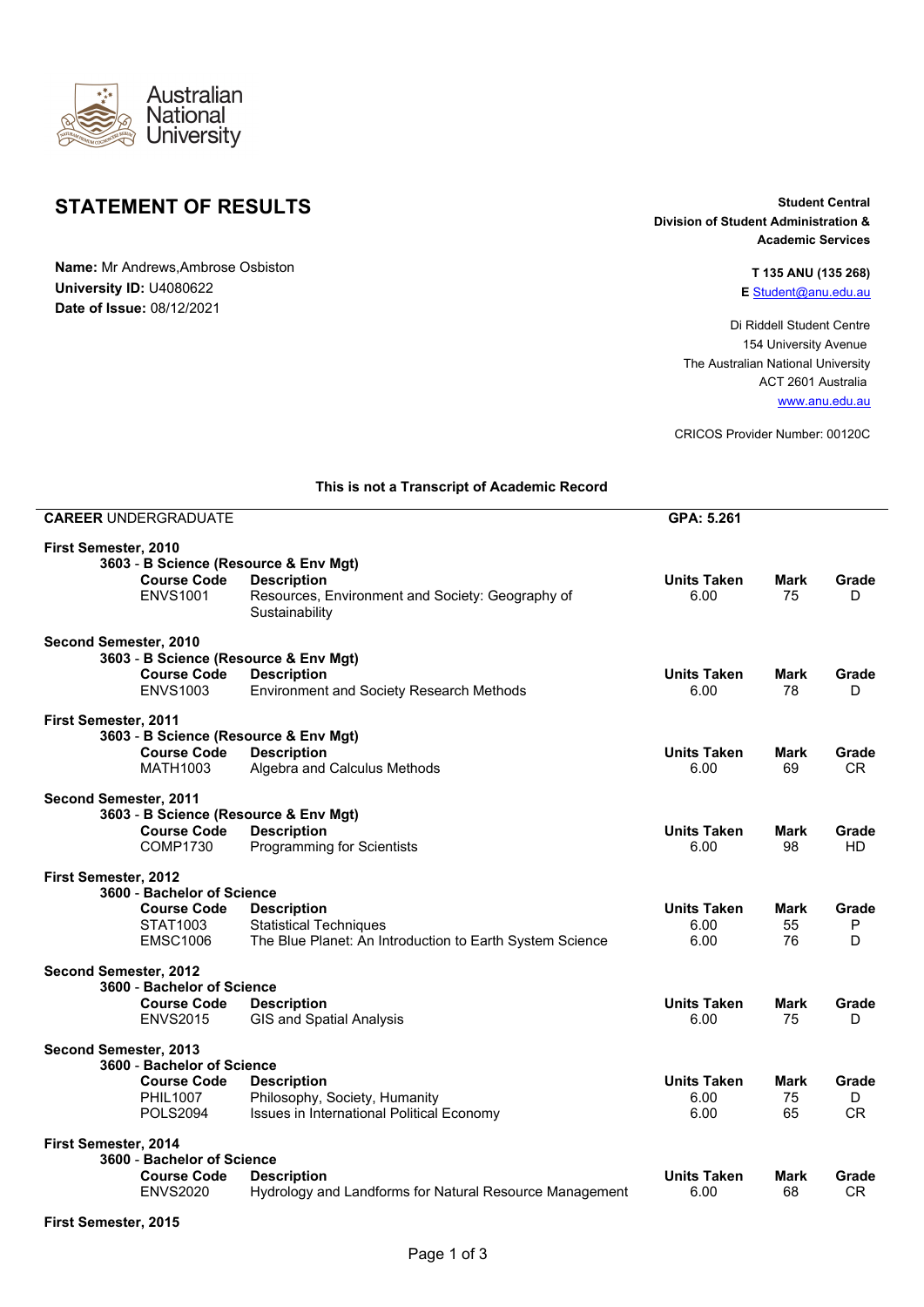Australian National University

# STATEMENT OF RESULTS

**Student Central**
**Division of Student Administration & Academic Services**

**T 135 ANU (135 268)**
**E** Student@anu.edu.au

Di Riddell Student Centre
154 University Avenue
The Australian National University
ACT 2601 Australia
www.anu.edu.au

CRICOS Provider Number: 00120C

**Name:** Mr Andrews,Ambrose Osbiston
**University ID:** U4080622
**Date of Issue:** 08/12/2021

**This is not a Transcript of Academic Record**

**CAREER** UNDERGRADUATE — **GPA: 5.261**

**First Semester, 2010**
**3603 - B Science (Resource & Env Mgt)**

| Course Code | Description | Units Taken | Mark | Grade |
|---|---|---|---|---|
| ENVS1001 | Resources, Environment and Society: Geography of Sustainability | 6.00 | 75 | D |

**Second Semester, 2010**
**3603 - B Science (Resource & Env Mgt)**

| Course Code | Description | Units Taken | Mark | Grade |
|---|---|---|---|---|
| ENVS1003 | Environment and Society Research Methods | 6.00 | 78 | D |

**First Semester, 2011**
**3603 - B Science (Resource & Env Mgt)**

| Course Code | Description | Units Taken | Mark | Grade |
|---|---|---|---|---|
| MATH1003 | Algebra and Calculus Methods | 6.00 | 69 | CR |

**Second Semester, 2011**
**3603 - B Science (Resource & Env Mgt)**

| Course Code | Description | Units Taken | Mark | Grade |
|---|---|---|---|---|
| COMP1730 | Programming for Scientists | 6.00 | 98 | HD |

**First Semester, 2012**
**3600 - Bachelor of Science**

| Course Code | Description | Units Taken | Mark | Grade |
|---|---|---|---|---|
| STAT1003 | Statistical Techniques | 6.00 | 55 | P |
| EMSC1006 | The Blue Planet: An Introduction to Earth System Science | 6.00 | 76 | D |

**Second Semester, 2012**
**3600 - Bachelor of Science**

| Course Code | Description | Units Taken | Mark | Grade |
|---|---|---|---|---|
| ENVS2015 | GIS and Spatial Analysis | 6.00 | 75 | D |

**Second Semester, 2013**
**3600 - Bachelor of Science**

| Course Code | Description | Units Taken | Mark | Grade |
|---|---|---|---|---|
| PHIL1007 | Philosophy, Society, Humanity | 6.00 | 75 | D |
| POLS2094 | Issues in International Political Economy | 6.00 | 65 | CR |

**First Semester, 2014**
**3600 - Bachelor of Science**

| Course Code | Description | Units Taken | Mark | Grade |
|---|---|---|---|---|
| ENVS2020 | Hydrology and Landforms for Natural Resource Management | 6.00 | 68 | CR |

**First Semester, 2015**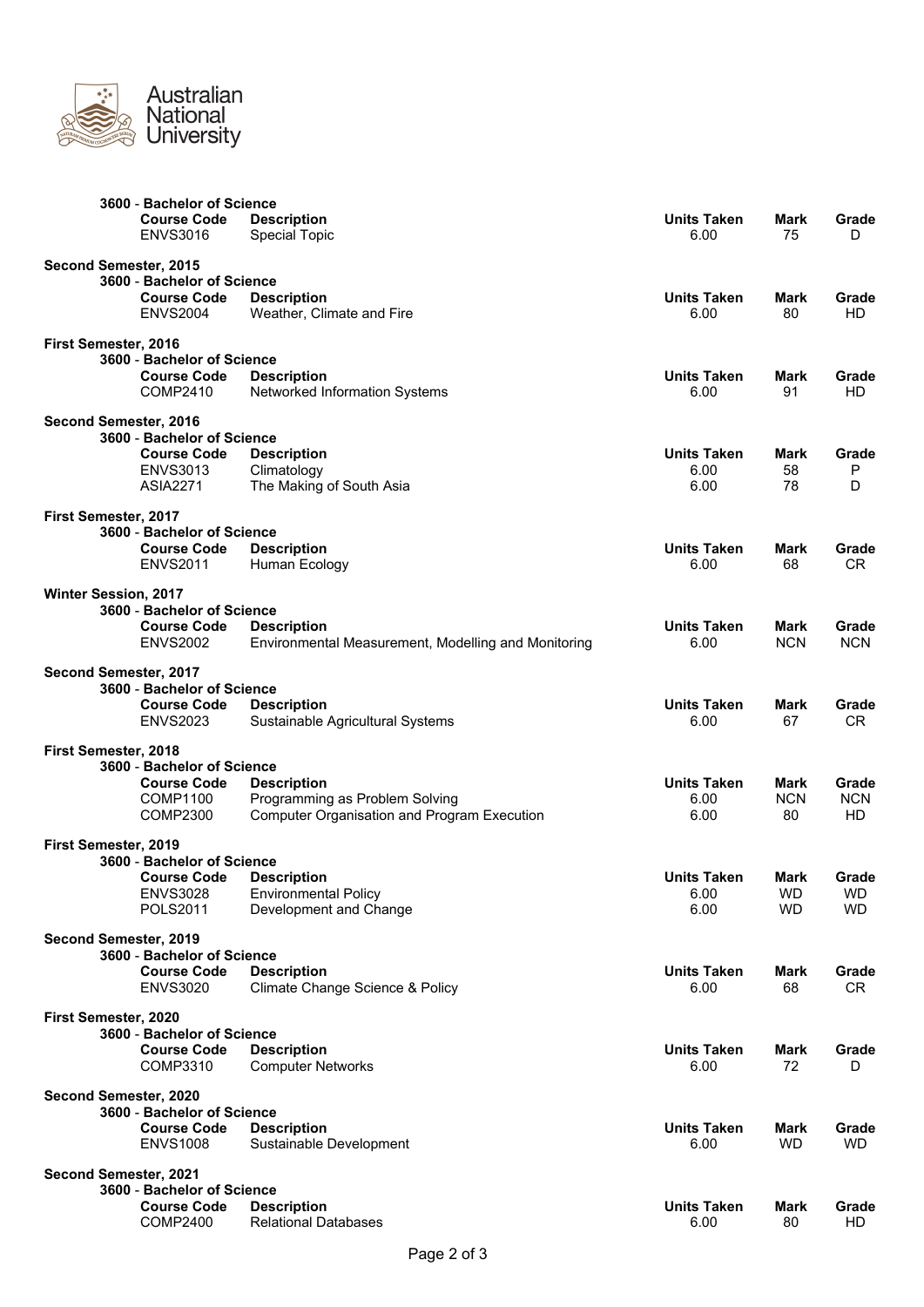Australian National University

**3600 - Bachelor of Science**

| Course Code | Description | Units Taken | Mark | Grade |
|---|---|---|---|---|
| ENVS3016 | Special Topic | 6.00 | 75 | D |

**Second Semester, 2015**

**3600 - Bachelor of Science**

| Course Code | Description | Units Taken | Mark | Grade |
|---|---|---|---|---|
| ENVS2004 | Weather, Climate and Fire | 6.00 | 80 | HD |

**First Semester, 2016**

**3600 - Bachelor of Science**

| Course Code | Description | Units Taken | Mark | Grade |
|---|---|---|---|---|
| COMP2410 | Networked Information Systems | 6.00 | 91 | HD |

**Second Semester, 2016**

**3600 - Bachelor of Science**

| Course Code | Description | Units Taken | Mark | Grade |
|---|---|---|---|---|
| ENVS3013 | Climatology | 6.00 | 58 | P |
| ASIA2271 | The Making of South Asia | 6.00 | 78 | D |

**First Semester, 2017**

**3600 - Bachelor of Science**

| Course Code | Description | Units Taken | Mark | Grade |
|---|---|---|---|---|
| ENVS2011 | Human Ecology | 6.00 | 68 | CR |

**Winter Session, 2017**

**3600 - Bachelor of Science**

| Course Code | Description | Units Taken | Mark | Grade |
|---|---|---|---|---|
| ENVS2002 | Environmental Measurement, Modelling and Monitoring | 6.00 | NCN | NCN |

**Second Semester, 2017**

**3600 - Bachelor of Science**

| Course Code | Description | Units Taken | Mark | Grade |
|---|---|---|---|---|
| ENVS2023 | Sustainable Agricultural Systems | 6.00 | 67 | CR |

**First Semester, 2018**

**3600 - Bachelor of Science**

| Course Code | Description | Units Taken | Mark | Grade |
|---|---|---|---|---|
| COMP1100 | Programming as Problem Solving | 6.00 | NCN | NCN |
| COMP2300 | Computer Organisation and Program Execution | 6.00 | 80 | HD |

**First Semester, 2019**

**3600 - Bachelor of Science**

| Course Code | Description | Units Taken | Mark | Grade |
|---|---|---|---|---|
| ENVS3028 | Environmental Policy | 6.00 | WD | WD |
| POLS2011 | Development and Change | 6.00 | WD | WD |

**Second Semester, 2019**

**3600 - Bachelor of Science**

| Course Code | Description | Units Taken | Mark | Grade |
|---|---|---|---|---|
| ENVS3020 | Climate Change Science & Policy | 6.00 | 68 | CR |

**First Semester, 2020**

**3600 - Bachelor of Science**

| Course Code | Description | Units Taken | Mark | Grade |
|---|---|---|---|---|
| COMP3310 | Computer Networks | 6.00 | 72 | D |

**Second Semester, 2020**

**3600 - Bachelor of Science**

| Course Code | Description | Units Taken | Mark | Grade |
|---|---|---|---|---|
| ENVS1008 | Sustainable Development | 6.00 | WD | WD |

**Second Semester, 2021**

**3600 - Bachelor of Science**

| Course Code | Description | Units Taken | Mark | Grade |
|---|---|---|---|---|
| COMP2400 | Relational Databases | 6.00 | 80 | HD |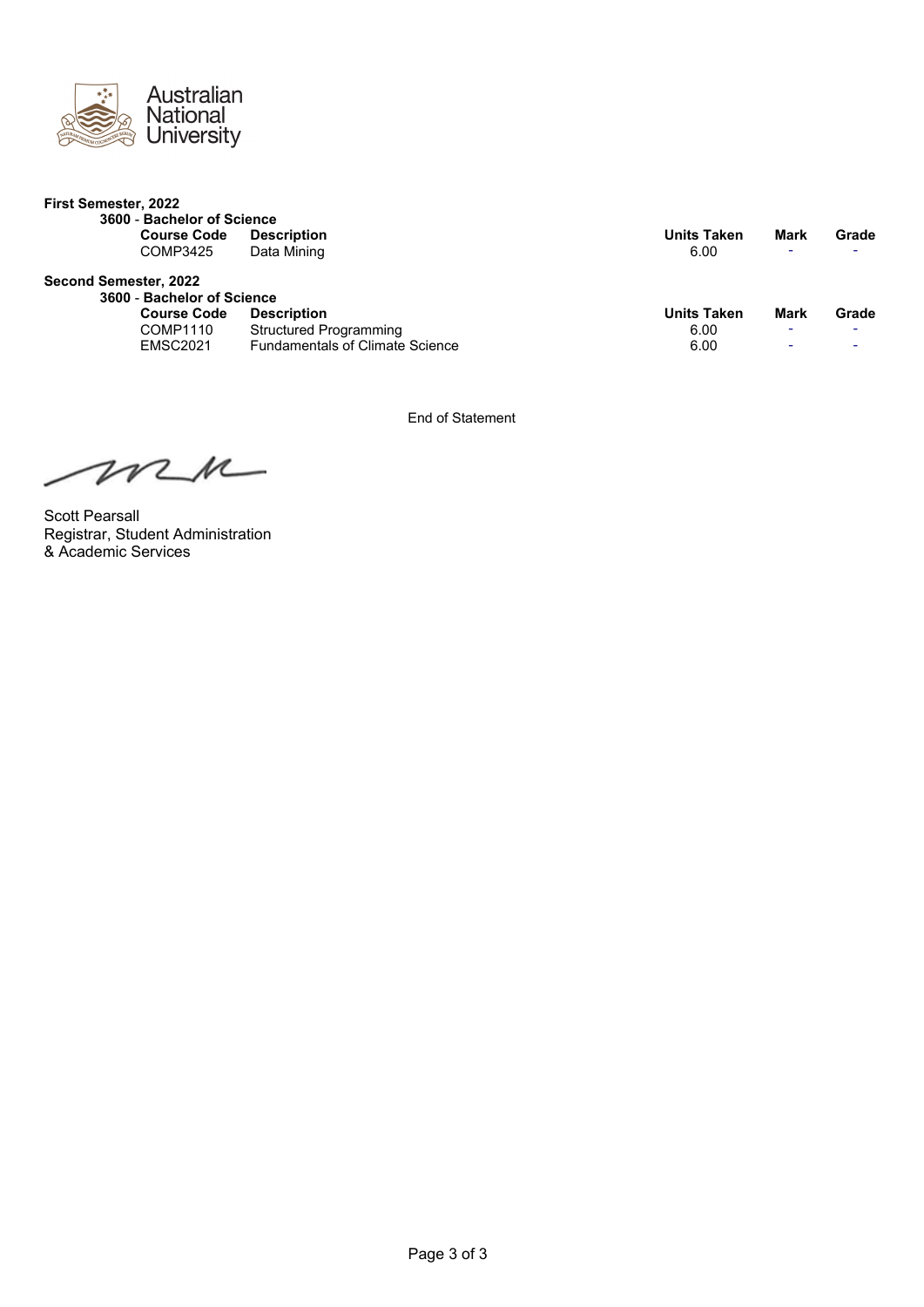Australian National University

**First Semester, 2022**

**3600 - Bachelor of Science**

| Course Code | Description | Units Taken | Mark | Grade |
|---|---|---|---|---|
| COMP3425 | Data Mining | 6.00 | - | - |

**Second Semester, 2022**

**3600 - Bachelor of Science**

| Course Code | Description | Units Taken | Mark | Grade |
|---|---|---|---|---|
| COMP1110 | Structured Programming | 6.00 | - | - |
| EMSC2021 | Fundamentals of Climate Science | 6.00 | - | - |

End of Statement

Scott Pearsall
Registrar, Student Administration
& Academic Services